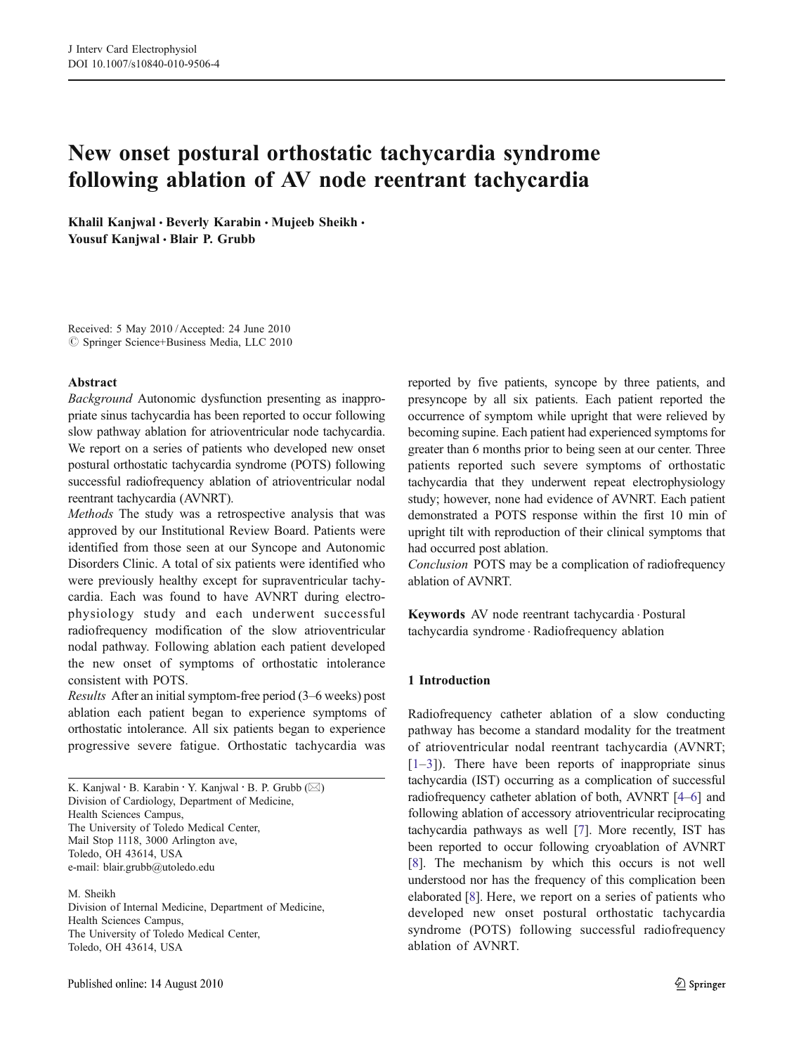# New onset postural orthostatic tachycardia syndrome following ablation of AV node reentrant tachycardia

**Khalil Kanjwal · Beverly Karabin · Mujeeb Sheikh · Yousuf Kanjwal · Blair P. Grubb**

Received: 5 May 2010 / Accepted: 24 June 2010
© Springer Science+Business Media, LLC 2010

## Abstract

*Background* Autonomic dysfunction presenting as inappropriate sinus tachycardia has been reported to occur following slow pathway ablation for atrioventricular node tachycardia. We report on a series of patients who developed new onset postural orthostatic tachycardia syndrome (POTS) following successful radiofrequency ablation of atrioventricular nodal reentrant tachycardia (AVNRT).

*Methods* The study was a retrospective analysis that was approved by our Institutional Review Board. Patients were identified from those seen at our Syncope and Autonomic Disorders Clinic. A total of six patients were identified who were previously healthy except for supraventricular tachycardia. Each was found to have AVNRT during electrophysiology study and each underwent successful radiofrequency modification of the slow atrioventricular nodal pathway. Following ablation each patient developed the new onset of symptoms of orthostatic intolerance consistent with POTS.

*Results* After an initial symptom-free period (3–6 weeks) post ablation each patient began to experience symptoms of orthostatic intolerance. All six patients began to experience progressive severe fatigue. Orthostatic tachycardia was reported by five patients, syncope by three patients, and presyncope by all six patients. Each patient reported the occurrence of symptom while upright that were relieved by becoming supine. Each patient had experienced symptoms for greater than 6 months prior to being seen at our center. Three patients reported such severe symptoms of orthostatic tachycardia that they underwent repeat electrophysiology study; however, none had evidence of AVNRT. Each patient demonstrated a POTS response within the first 10 min of upright tilt with reproduction of their clinical symptoms that had occurred post ablation.

*Conclusion* POTS may be a complication of radiofrequency ablation of AVNRT.

**Keywords** AV node reentrant tachycardia · Postural tachycardia syndrome · Radiofrequency ablation

K. Kanjwal · B. Karabin · Y. Kanjwal · B. P. Grubb (✉)
Division of Cardiology, Department of Medicine,
Health Sciences Campus,
The University of Toledo Medical Center,
Mail Stop 1118, 3000 Arlington ave,
Toledo, OH 43614, USA
e-mail: blair.grubb@utoledo.edu

M. Sheikh
Division of Internal Medicine, Department of Medicine,
Health Sciences Campus,
The University of Toledo Medical Center,
Toledo, OH 43614, USA

## 1 Introduction

Radiofrequency catheter ablation of a slow conducting pathway has become a standard modality for the treatment of atrioventricular nodal reentrant tachycardia (AVNRT; [1–3]). There have been reports of inappropriate sinus tachycardia (IST) occurring as a complication of successful radiofrequency catheter ablation of both, AVNRT [4–6] and following ablation of accessory atrioventricular reciprocating tachycardia pathways as well [7]. More recently, IST has been reported to occur following cryoablation of AVNRT [8]. The mechanism by which this occurs is not well understood nor has the frequency of this complication been elaborated [8]. Here, we report on a series of patients who developed new onset postural orthostatic tachycardia syndrome (POTS) following successful radiofrequency ablation of AVNRT.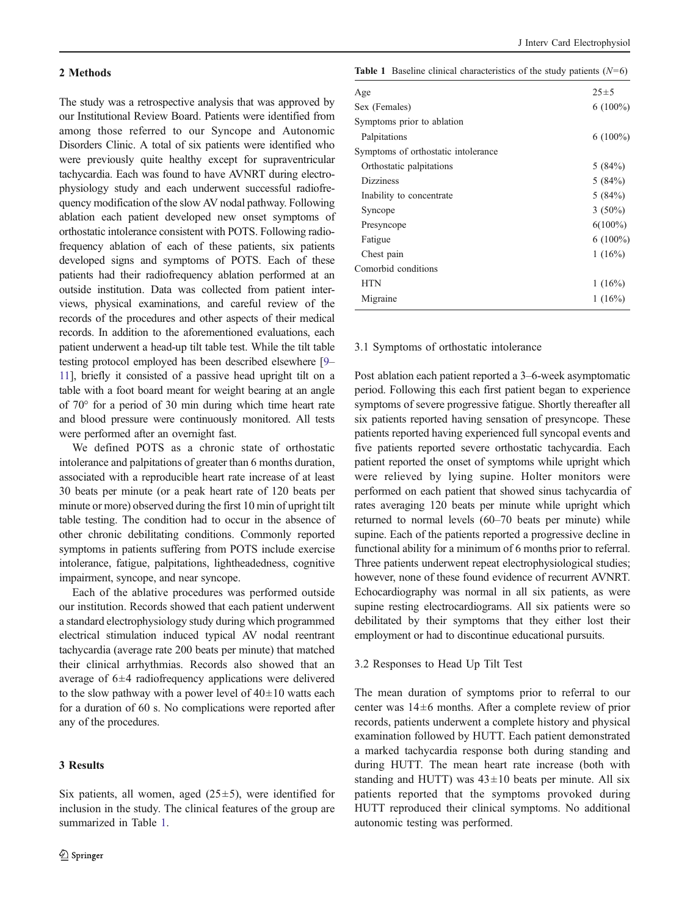## 2 Methods

The study was a retrospective analysis that was approved by our Institutional Review Board. Patients were identified from among those referred to our Syncope and Autonomic Disorders Clinic. A total of six patients were identified who were previously quite healthy except for supraventricular tachycardia. Each was found to have AVNRT during electrophysiology study and each underwent successful radiofrequency modification of the slow AV nodal pathway. Following ablation each patient developed new onset symptoms of orthostatic intolerance consistent with POTS. Following radiofrequency ablation of each of these patients, six patients developed signs and symptoms of POTS. Each of these patients had their radiofrequency ablation performed at an outside institution. Data was collected from patient interviews, physical examinations, and careful review of the records of the procedures and other aspects of their medical records. In addition to the aforementioned evaluations, each patient underwent a head-up tilt table test. While the tilt table testing protocol employed has been described elsewhere [9–11], briefly it consisted of a passive head upright tilt on a table with a foot board meant for weight bearing at an angle of 70° for a period of 30 min during which time heart rate and blood pressure were continuously monitored. All tests were performed after an overnight fast.

We defined POTS as a chronic state of orthostatic intolerance and palpitations of greater than 6 months duration, associated with a reproducible heart rate increase of at least 30 beats per minute (or a peak heart rate of 120 beats per minute or more) observed during the first 10 min of upright tilt table testing. The condition had to occur in the absence of other chronic debilitating conditions. Commonly reported symptoms in patients suffering from POTS include exercise intolerance, fatigue, palpitations, lightheadedness, cognitive impairment, syncope, and near syncope.

Each of the ablative procedures was performed outside our institution. Records showed that each patient underwent a standard electrophysiology study during which programmed electrical stimulation induced typical AV nodal reentrant tachycardia (average rate 200 beats per minute) that matched their clinical arrhythmias. Records also showed that an average of 6±4 radiofrequency applications were delivered to the slow pathway with a power level of 40±10 watts each for a duration of 60 s. No complications were reported after any of the procedures.

## 3 Results

Six patients, all women, aged (25±5), were identified for inclusion in the study. The clinical features of the group are summarized in Table 1.

**Table 1** Baseline clinical characteristics of the study patients ($N$=6)

| | |
|---|---|
| Age | 25±5 |
| Sex (Females) | 6 (100%) |
| Symptoms prior to ablation | |
| Palpitations | 6 (100%) |
| Symptoms of orthostatic intolerance | |
| Orthostatic palpitations | 5 (84%) |
| Dizziness | 5 (84%) |
| Inability to concentrate | 5 (84%) |
| Syncope | 3 (50%) |
| Presyncope | 6(100%) |
| Fatigue | 6 (100%) |
| Chest pain | 1 (16%) |
| Comorbid conditions | |
| HTN | 1 (16%) |
| Migraine | 1 (16%) |

### 3.1 Symptoms of orthostatic intolerance

Post ablation each patient reported a 3–6-week asymptomatic period. Following this each first patient began to experience symptoms of severe progressive fatigue. Shortly thereafter all six patients reported having sensation of presyncope. These patients reported having experienced full syncopal events and five patients reported severe orthostatic tachycardia. Each patient reported the onset of symptoms while upright which were relieved by lying supine. Holter monitors were performed on each patient that showed sinus tachycardia of rates averaging 120 beats per minute while upright which returned to normal levels (60–70 beats per minute) while supine. Each of the patients reported a progressive decline in functional ability for a minimum of 6 months prior to referral. Three patients underwent repeat electrophysiological studies; however, none of these found evidence of recurrent AVNRT. Echocardiography was normal in all six patients, as were supine resting electrocardiograms. All six patients were so debilitated by their symptoms that they either lost their employment or had to discontinue educational pursuits.

### 3.2 Responses to Head Up Tilt Test

The mean duration of symptoms prior to referral to our center was 14±6 months. After a complete review of prior records, patients underwent a complete history and physical examination followed by HUTT. Each patient demonstrated a marked tachycardia response both during standing and during HUTT. The mean heart rate increase (both with standing and HUTT) was 43±10 beats per minute. All six patients reported that the symptoms provoked during HUTT reproduced their clinical symptoms. No additional autonomic testing was performed.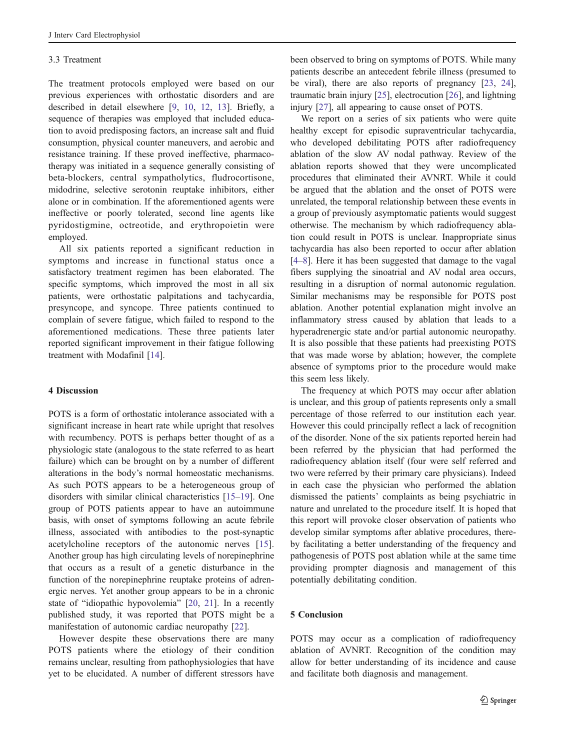### 3.3 Treatment

The treatment protocols employed were based on our previous experiences with orthostatic disorders and are described in detail elsewhere [9, 10, 12, 13]. Briefly, a sequence of therapies was employed that included education to avoid predisposing factors, an increase salt and fluid consumption, physical counter maneuvers, and aerobic and resistance training. If these proved ineffective, pharmacotherapy was initiated in a sequence generally consisting of beta-blockers, central sympatholytics, fludrocortisone, midodrine, selective serotonin reuptake inhibitors, either alone or in combination. If the aforementioned agents were ineffective or poorly tolerated, second line agents like pyridostigmine, octreotide, and erythropoietin were employed.

All six patients reported a significant reduction in symptoms and increase in functional status once a satisfactory treatment regimen has been elaborated. The specific symptoms, which improved the most in all six patients, were orthostatic palpitations and tachycardia, presyncope, and syncope. Three patients continued to complain of severe fatigue, which failed to respond to the aforementioned medications. These three patients later reported significant improvement in their fatigue following treatment with Modafinil [14].

## 4 Discussion

POTS is a form of orthostatic intolerance associated with a significant increase in heart rate while upright that resolves with recumbency. POTS is perhaps better thought of as a physiologic state (analogous to the state referred to as heart failure) which can be brought on by a number of different alterations in the body's normal homeostatic mechanisms. As such POTS appears to be a heterogeneous group of disorders with similar clinical characteristics [15–19]. One group of POTS patients appear to have an autoimmune basis, with onset of symptoms following an acute febrile illness, associated with antibodies to the post-synaptic acetylcholine receptors of the autonomic nerves [15]. Another group has high circulating levels of norepinephrine that occurs as a result of a genetic disturbance in the function of the norepinephrine reuptake proteins of adrenergic nerves. Yet another group appears to be in a chronic state of "idiopathic hypovolemia" [20, 21]. In a recently published study, it was reported that POTS might be a manifestation of autonomic cardiac neuropathy [22].

However despite these observations there are many POTS patients where the etiology of their condition remains unclear, resulting from pathophysiologies that have yet to be elucidated. A number of different stressors have been observed to bring on symptoms of POTS. While many patients describe an antecedent febrile illness (presumed to be viral), there are also reports of pregnancy [23, 24], traumatic brain injury [25], electrocution [26], and lightning injury [27], all appearing to cause onset of POTS.

We report on a series of six patients who were quite healthy except for episodic supraventricular tachycardia, who developed debilitating POTS after radiofrequency ablation of the slow AV nodal pathway. Review of the ablation reports showed that they were uncomplicated procedures that eliminated their AVNRT. While it could be argued that the ablation and the onset of POTS were unrelated, the temporal relationship between these events in a group of previously asymptomatic patients would suggest otherwise. The mechanism by which radiofrequency ablation could result in POTS is unclear. Inappropriate sinus tachycardia has also been reported to occur after ablation [4–8]. Here it has been suggested that damage to the vagal fibers supplying the sinoatrial and AV nodal area occurs, resulting in a disruption of normal autonomic regulation. Similar mechanisms may be responsible for POTS post ablation. Another potential explanation might involve an inflammatory stress caused by ablation that leads to a hyperadrenergic state and/or partial autonomic neuropathy. It is also possible that these patients had preexisting POTS that was made worse by ablation; however, the complete absence of symptoms prior to the procedure would make this seem less likely.

The frequency at which POTS may occur after ablation is unclear, and this group of patients represents only a small percentage of those referred to our institution each year. However this could principally reflect a lack of recognition of the disorder. None of the six patients reported herein had been referred by the physician that had performed the radiofrequency ablation itself (four were self referred and two were referred by their primary care physicians). Indeed in each case the physician who performed the ablation dismissed the patients' complaints as being psychiatric in nature and unrelated to the procedure itself. It is hoped that this report will provoke closer observation of patients who develop similar symptoms after ablative procedures, thereby facilitating a better understanding of the frequency and pathogenesis of POTS post ablation while at the same time providing prompter diagnosis and management of this potentially debilitating condition.

## 5 Conclusion

POTS may occur as a complication of radiofrequency ablation of AVNRT. Recognition of the condition may allow for better understanding of its incidence and cause and facilitate both diagnosis and management.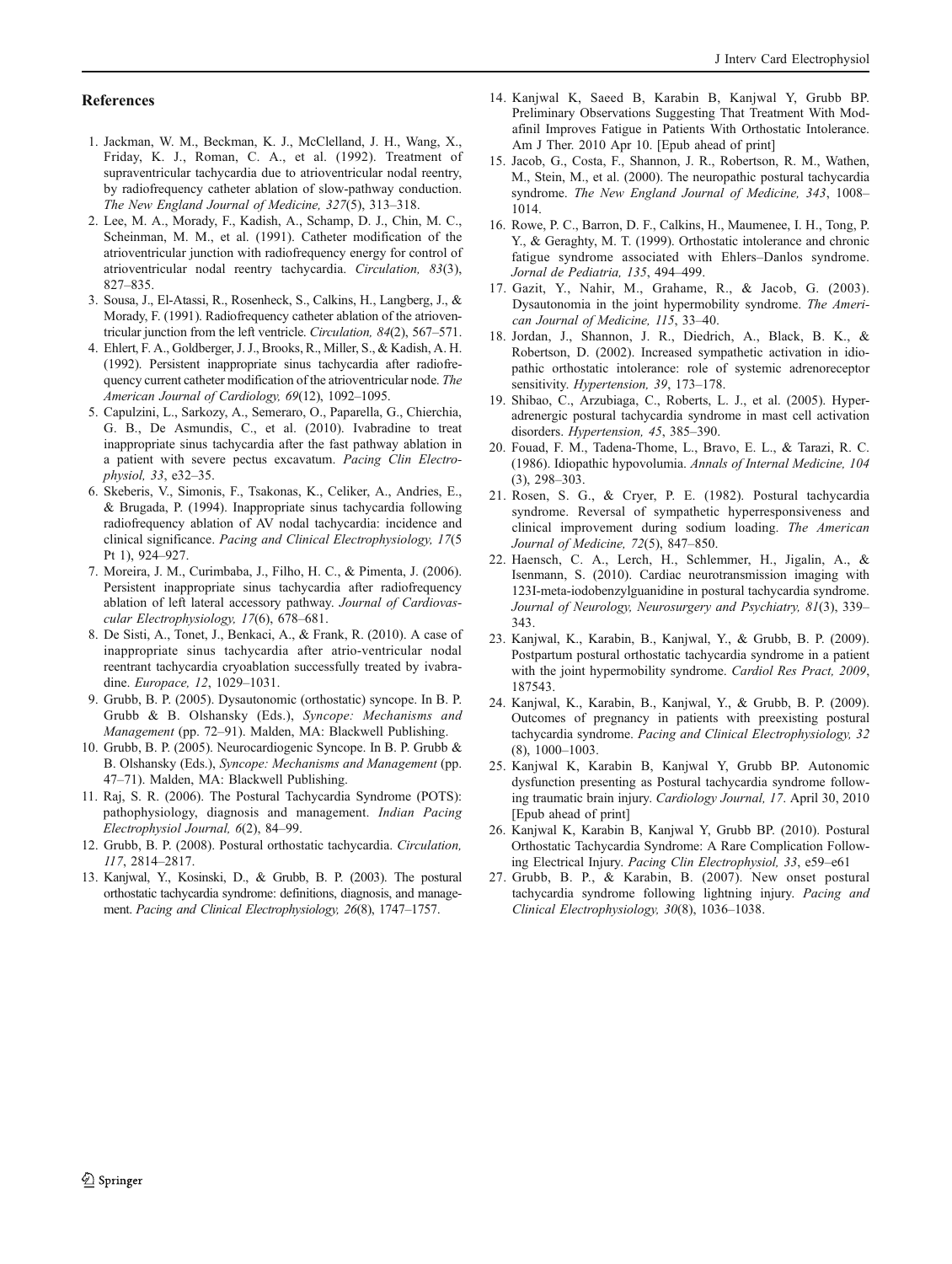## References

1. Jackman, W. M., Beckman, K. J., McClelland, J. H., Wang, X., Friday, K. J., Roman, C. A., et al. (1992). Treatment of supraventricular tachycardia due to atrioventricular nodal reentry, by radiofrequency catheter ablation of slow-pathway conduction. *The New England Journal of Medicine, 327*(5), 313–318.
2. Lee, M. A., Morady, F., Kadish, A., Schamp, D. J., Chin, M. C., Scheinman, M. M., et al. (1991). Catheter modification of the atrioventricular junction with radiofrequency energy for control of atrioventricular nodal reentry tachycardia. *Circulation, 83*(3), 827–835.
3. Sousa, J., El-Atassi, R., Rosenheck, S., Calkins, H., Langberg, J., & Morady, F. (1991). Radiofrequency catheter ablation of the atrioventricular junction from the left ventricle. *Circulation, 84*(2), 567–571.
4. Ehlert, F. A., Goldberger, J. J., Brooks, R., Miller, S., & Kadish, A. H. (1992). Persistent inappropriate sinus tachycardia after radiofrequency current catheter modification of the atrioventricular node. *The American Journal of Cardiology, 69*(12), 1092–1095.
5. Capulzini, L., Sarkozy, A., Semeraro, O., Paparella, G., Chierchia, G. B., De Asmundis, C., et al. (2010). Ivabradine to treat inappropriate sinus tachycardia after the fast pathway ablation in a patient with severe pectus excavatum. *Pacing Clin Electrophysiol, 33*, e32–35.
6. Skeberis, V., Simonis, F., Tsakonas, K., Celiker, A., Andries, E., & Brugada, P. (1994). Inappropriate sinus tachycardia following radiofrequency ablation of AV nodal tachycardia: incidence and clinical significance. *Pacing and Clinical Electrophysiology, 17*(5 Pt 1), 924–927.
7. Moreira, J. M., Curimbaba, J., Filho, H. C., & Pimenta, J. (2006). Persistent inappropriate sinus tachycardia after radiofrequency ablation of left lateral accessory pathway. *Journal of Cardiovascular Electrophysiology, 17*(6), 678–681.
8. De Sisti, A., Tonet, J., Benkaci, A., & Frank, R. (2010). A case of inappropriate sinus tachycardia after atrio-ventricular nodal reentrant tachycardia cryoablation successfully treated by ivabradine. *Europace, 12*, 1029–1031.
9. Grubb, B. P. (2005). Dysautonomic (orthostatic) syncope. In B. P. Grubb & B. Olshansky (Eds.), *Syncope: Mechanisms and Management* (pp. 72–91). Malden, MA: Blackwell Publishing.
10. Grubb, B. P. (2005). Neurocardiogenic Syncope. In B. P. Grubb & B. Olshansky (Eds.), *Syncope: Mechanisms and Management* (pp. 47–71). Malden, MA: Blackwell Publishing.
11. Raj, S. R. (2006). The Postural Tachycardia Syndrome (POTS): pathophysiology, diagnosis and management. *Indian Pacing Electrophysiol Journal, 6*(2), 84–99.
12. Grubb, B. P. (2008). Postural orthostatic tachycardia. *Circulation, 117*, 2814–2817.
13. Kanjwal, Y., Kosinski, D., & Grubb, B. P. (2003). The postural orthostatic tachycardia syndrome: definitions, diagnosis, and management. *Pacing and Clinical Electrophysiology, 26*(8), 1747–1757.
14. Kanjwal K, Saeed B, Karabin B, Kanjwal Y, Grubb BP. Preliminary Observations Suggesting That Treatment With Modafinil Improves Fatigue in Patients With Orthostatic Intolerance. Am J Ther. 2010 Apr 10. [Epub ahead of print]
15. Jacob, G., Costa, F., Shannon, J. R., Robertson, R. M., Wathen, M., Stein, M., et al. (2000). The neuropathic postural tachycardia syndrome. *The New England Journal of Medicine, 343*, 1008–1014.
16. Rowe, P. C., Barron, D. F., Calkins, H., Maumenee, I. H., Tong, P. Y., & Geraghty, M. T. (1999). Orthostatic intolerance and chronic fatigue syndrome associated with Ehlers–Danlos syndrome. *Jornal de Pediatria, 135*, 494–499.
17. Gazit, Y., Nahir, M., Grahame, R., & Jacob, G. (2003). Dysautonomia in the joint hypermobility syndrome. *The American Journal of Medicine, 115*, 33–40.
18. Jordan, J., Shannon, J. R., Diedrich, A., Black, B. K., & Robertson, D. (2002). Increased sympathetic activation in idiopathic orthostatic intolerance: role of systemic adrenoreceptor sensitivity. *Hypertension, 39*, 173–178.
19. Shibao, C., Arzubiaga, C., Roberts, L. J., et al. (2005). Hyperadrenergic postural tachycardia syndrome in mast cell activation disorders. *Hypertension, 45*, 385–390.
20. Fouad, F. M., Tadena-Thome, L., Bravo, E. L., & Tarazi, R. C. (1986). Idiopathic hypovolumia. *Annals of Internal Medicine, 104* (3), 298–303.
21. Rosen, S. G., & Cryer, P. E. (1982). Postural tachycardia syndrome. Reversal of sympathetic hyperresponsiveness and clinical improvement during sodium loading. *The American Journal of Medicine, 72*(5), 847–850.
22. Haensch, C. A., Lerch, H., Schlemmer, H., Jigalin, A., & Isenmann, S. (2010). Cardiac neurotransmission imaging with 123I-meta-iodobenzylguanidine in postural tachycardia syndrome. *Journal of Neurology, Neurosurgery and Psychiatry, 81*(3), 339–343.
23. Kanjwal, K., Karabin, B., Kanjwal, Y., & Grubb, B. P. (2009). Postpartum postural orthostatic tachycardia syndrome in a patient with the joint hypermobility syndrome. *Cardiol Res Pract, 2009*, 187543.
24. Kanjwal, K., Karabin, B., Kanjwal, Y., & Grubb, B. P. (2009). Outcomes of pregnancy in patients with preexisting postural tachycardia syndrome. *Pacing and Clinical Electrophysiology, 32* (8), 1000–1003.
25. Kanjwal K, Karabin B, Kanjwal Y, Grubb BP. Autonomic dysfunction presenting as Postural tachycardia syndrome following traumatic brain injury. *Cardiology Journal, 17*. April 30, 2010 [Epub ahead of print]
26. Kanjwal K, Karabin B, Kanjwal Y, Grubb BP. (2010). Postural Orthostatic Tachycardia Syndrome: A Rare Complication Following Electrical Injury. *Pacing Clin Electrophysiol, 33*, e59–e61
27. Grubb, B. P., & Karabin, B. (2007). New onset postural tachycardia syndrome following lightning injury. *Pacing and Clinical Electrophysiology, 30*(8), 1036–1038.